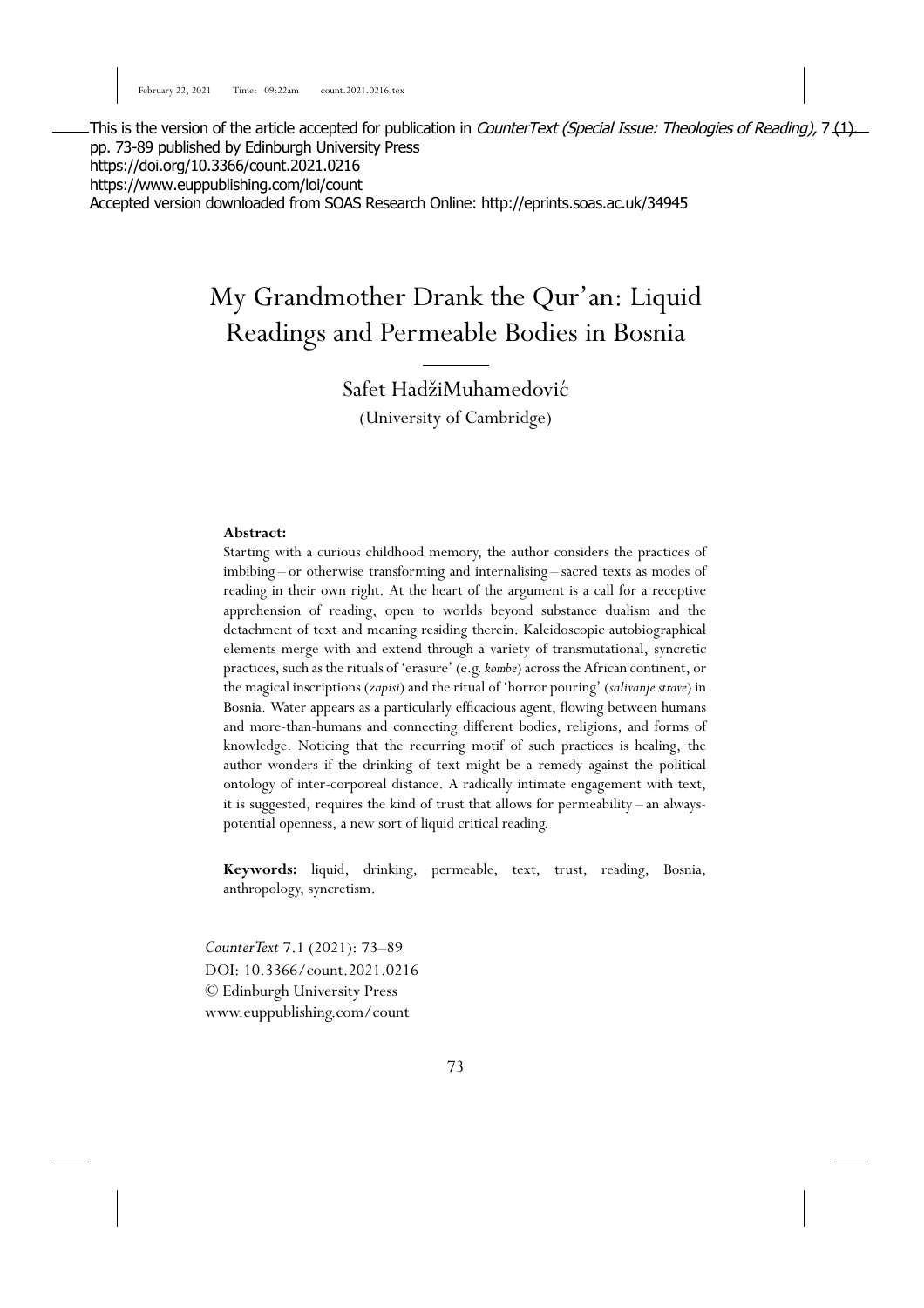This is the version of the article accepted for publication in *CounterText (Special Issue: Theologies of Reading)*, 7 (1). pp. 73-89 published by Edinburgh University Press
https://doi.org/10.3366/count.2021.0216
https://www.euppublishing.com/loi/count
Accepted version downloaded from SOAS Research Online: http://eprints.soas.ac.uk/34945

# My Grandmother Drank the Qur'an: Liquid Readings and Permeable Bodies in Bosnia

Safet HadžiMuhamedović
(University of Cambridge)

**Abstract:**
Starting with a curious childhood memory, the author considers the practices of imbibing – or otherwise transforming and internalising – sacred texts as modes of reading in their own right. At the heart of the argument is a call for a receptive apprehension of reading, open to worlds beyond substance dualism and the detachment of text and meaning residing therein. Kaleidoscopic autobiographical elements merge with and extend through a variety of transmutational, syncretic practices, such as the rituals of 'erasure' (e.g. *kombe*) across the African continent, or the magical inscriptions (*zapisi*) and the ritual of 'horror pouring' (*salivanje strave*) in Bosnia. Water appears as a particularly efficacious agent, flowing between humans and more-than-humans and connecting different bodies, religions, and forms of knowledge. Noticing that the recurring motif of such practices is healing, the author wonders if the drinking of text might be a remedy against the political ontology of inter-corporeal distance. A radically intimate engagement with text, it is suggested, requires the kind of trust that allows for permeability – an always-potential openness, a new sort of liquid critical reading.

**Keywords:** liquid, drinking, permeable, text, trust, reading, Bosnia, anthropology, syncretism.

*CounterText* 7.1 (2021): 73–89
DOI: 10.3366/count.2021.0216
© Edinburgh University Press
www.euppublishing.com/count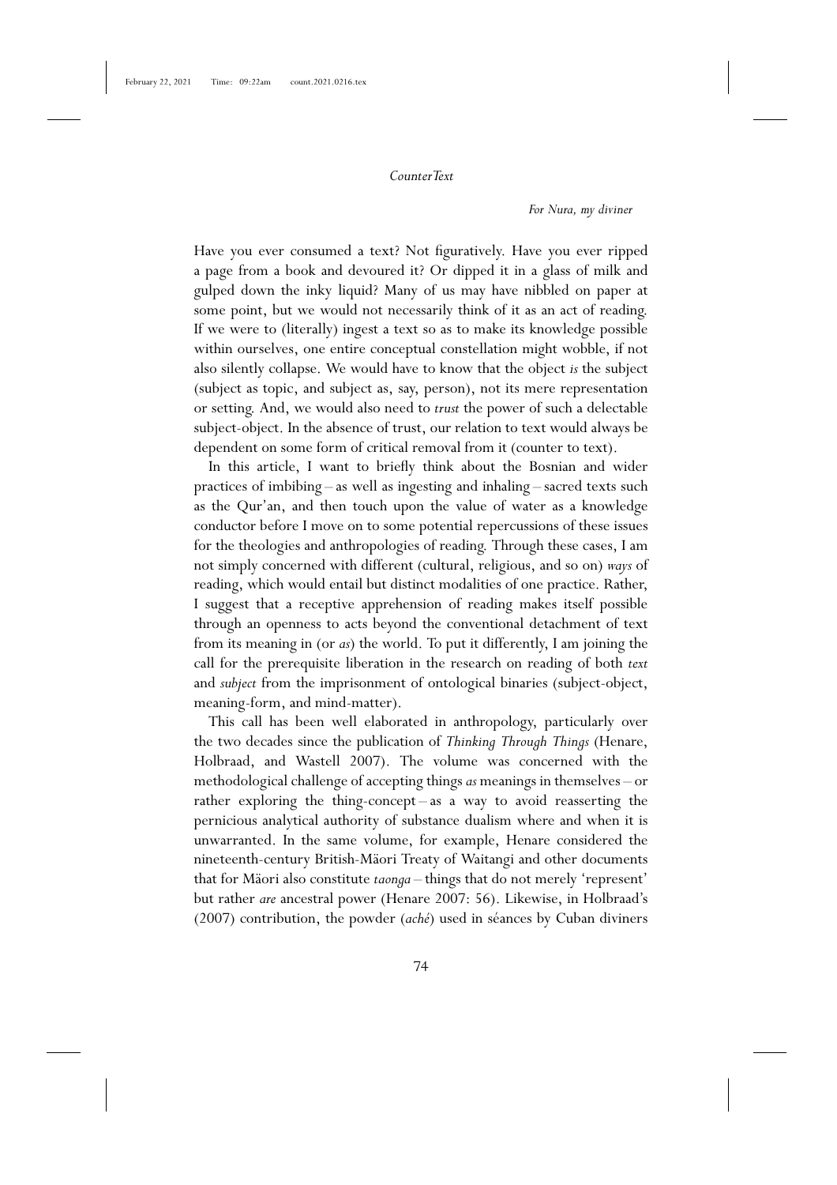*For Nura, my diviner*

Have you ever consumed a text? Not figuratively. Have you ever ripped a page from a book and devoured it? Or dipped it in a glass of milk and gulped down the inky liquid? Many of us may have nibbled on paper at some point, but we would not necessarily think of it as an act of reading. If we were to (literally) ingest a text so as to make its knowledge possible within ourselves, one entire conceptual constellation might wobble, if not also silently collapse. We would have to know that the object *is* the subject (subject as topic, and subject as, say, person), not its mere representation or setting. And, we would also need to *trust* the power of such a delectable subject-object. In the absence of trust, our relation to text would always be dependent on some form of critical removal from it (counter to text).

In this article, I want to briefly think about the Bosnian and wider practices of imbibing – as well as ingesting and inhaling – sacred texts such as the Qur'an, and then touch upon the value of water as a knowledge conductor before I move on to some potential repercussions of these issues for the theologies and anthropologies of reading. Through these cases, I am not simply concerned with different (cultural, religious, and so on) *ways* of reading, which would entail but distinct modalities of one practice. Rather, I suggest that a receptive apprehension of reading makes itself possible through an openness to acts beyond the conventional detachment of text from its meaning in (or *as*) the world. To put it differently, I am joining the call for the prerequisite liberation in the research on reading of both *text* and *subject* from the imprisonment of ontological binaries (subject-object, meaning-form, and mind-matter).

This call has been well elaborated in anthropology, particularly over the two decades since the publication of *Thinking Through Things* (Henare, Holbraad, and Wastell 2007). The volume was concerned with the methodological challenge of accepting things *as* meanings in themselves – or rather exploring the thing-concept – as a way to avoid reasserting the pernicious analytical authority of substance dualism where and when it is unwarranted. In the same volume, for example, Henare considered the nineteenth-century British-Māori Treaty of Waitangi and other documents that for Māori also constitute *taonga* – things that do not merely 'represent' but rather *are* ancestral power (Henare 2007: 56). Likewise, in Holbraad's (2007) contribution, the powder (*aché*) used in séances by Cuban diviners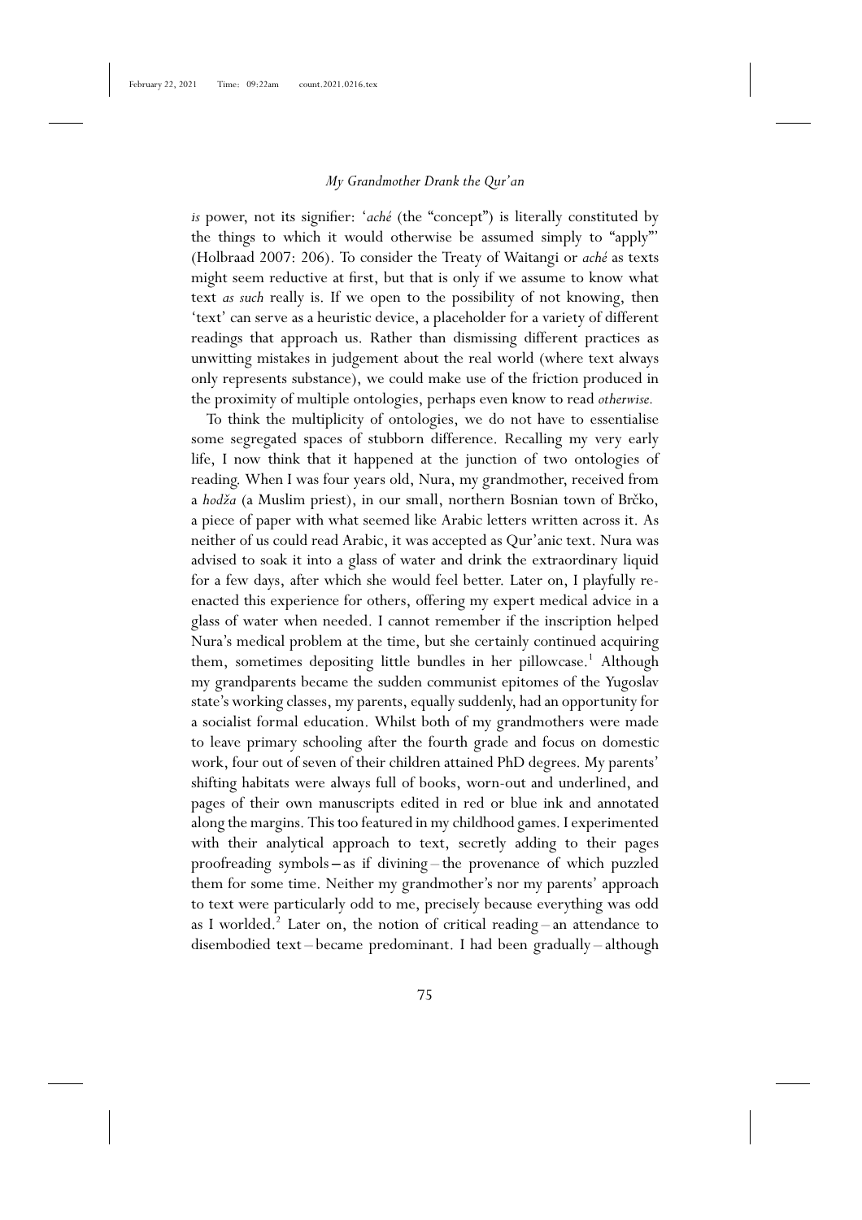*is* power, not its signifier: '*aché* (the "concept") is literally constituted by the things to which it would otherwise be assumed simply to "apply"' (Holbraad 2007: 206). To consider the Treaty of Waitangi or *aché* as texts might seem reductive at first, but that is only if we assume to know what text *as such* really is. If we open to the possibility of not knowing, then 'text' can serve as a heuristic device, a placeholder for a variety of different readings that approach us. Rather than dismissing different practices as unwitting mistakes in judgement about the real world (where text always only represents substance), we could make use of the friction produced in the proximity of multiple ontologies, perhaps even know to read *otherwise.*

To think the multiplicity of ontologies, we do not have to essentialise some segregated spaces of stubborn difference. Recalling my very early life, I now think that it happened at the junction of two ontologies of reading. When I was four years old, Nura, my grandmother, received from a *hodža* (a Muslim priest), in our small, northern Bosnian town of Brčko, a piece of paper with what seemed like Arabic letters written across it. As neither of us could read Arabic, it was accepted as Qur'anic text. Nura was advised to soak it into a glass of water and drink the extraordinary liquid for a few days, after which she would feel better. Later on, I playfully re-enacted this experience for others, offering my expert medical advice in a glass of water when needed. I cannot remember if the inscription helped Nura's medical problem at the time, but she certainly continued acquiring them, sometimes depositing little bundles in her pillowcase.[1] Although my grandparents became the sudden communist epitomes of the Yugoslav state's working classes, my parents, equally suddenly, had an opportunity for a socialist formal education. Whilst both of my grandmothers were made to leave primary schooling after the fourth grade and focus on domestic work, four out of seven of their children attained PhD degrees. My parents' shifting habitats were always full of books, worn-out and underlined, and pages of their own manuscripts edited in red or blue ink and annotated along the margins. This too featured in my childhood games. I experimented with their analytical approach to text, secretly adding to their pages proofreading symbols – as if divining – the provenance of which puzzled them for some time. Neither my grandmother's nor my parents' approach to text were particularly odd to me, precisely because everything was odd as I worlded.[2] Later on, the notion of critical reading – an attendance to disembodied text – became predominant. I had been gradually – although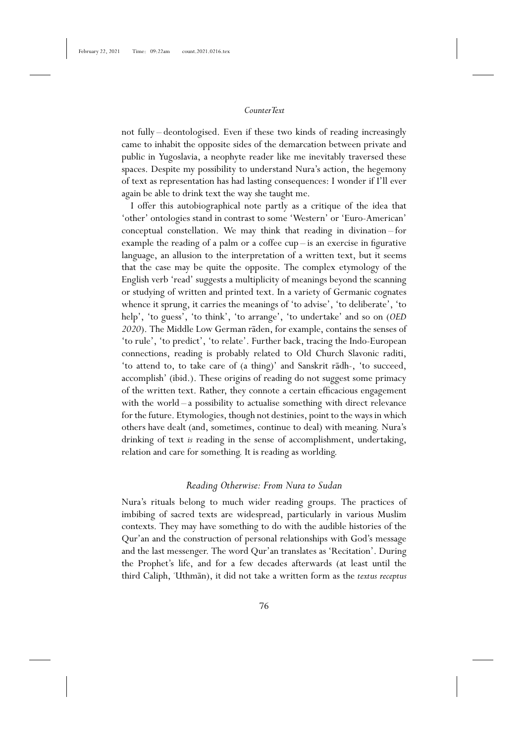not fully – deontologised. Even if these two kinds of reading increasingly came to inhabit the opposite sides of the demarcation between private and public in Yugoslavia, a neophyte reader like me inevitably traversed these spaces. Despite my possibility to understand Nura's action, the hegemony of text as representation has had lasting consequences: I wonder if I'll ever again be able to drink text the way she taught me.

I offer this autobiographical note partly as a critique of the idea that 'other' ontologies stand in contrast to some 'Western' or 'Euro-American' conceptual constellation. We may think that reading in divination – for example the reading of a palm or a coffee cup – is an exercise in figurative language, an allusion to the interpretation of a written text, but it seems that the case may be quite the opposite. The complex etymology of the English verb 'read' suggests a multiplicity of meanings beyond the scanning or studying of written and printed text. In a variety of Germanic cognates whence it sprung, it carries the meanings of 'to advise', 'to deliberate', 'to help', 'to guess', 'to think', 'to arrange', 'to undertake' and so on (*OED 2020*). The Middle Low German rāden, for example, contains the senses of 'to rule', 'to predict', 'to relate'. Further back, tracing the Indo-European connections, reading is probably related to Old Church Slavonic raditi, 'to attend to, to take care of (a thing)' and Sanskrit rādh-, 'to succeed, accomplish' (ibid.). These origins of reading do not suggest some primacy of the written text. Rather, they connote a certain efficacious engagement with the world – a possibility to actualise something with direct relevance for the future. Etymologies, though not destinies, point to the ways in which others have dealt (and, sometimes, continue to deal) with meaning. Nura's drinking of text *is* reading in the sense of accomplishment, undertaking, relation and care for something. It is reading as worlding.

## *Reading Otherwise: From Nura to Sudan*

Nura's rituals belong to much wider reading groups. The practices of imbibing of sacred texts are widespread, particularly in various Muslim contexts. They may have something to do with the audible histories of the Qur'an and the construction of personal relationships with God's message and the last messenger. The word Qur'an translates as 'Recitation'. During the Prophet's life, and for a few decades afterwards (at least until the third Caliph, ʿUthmān), it did not take a written form as the *textus receptus*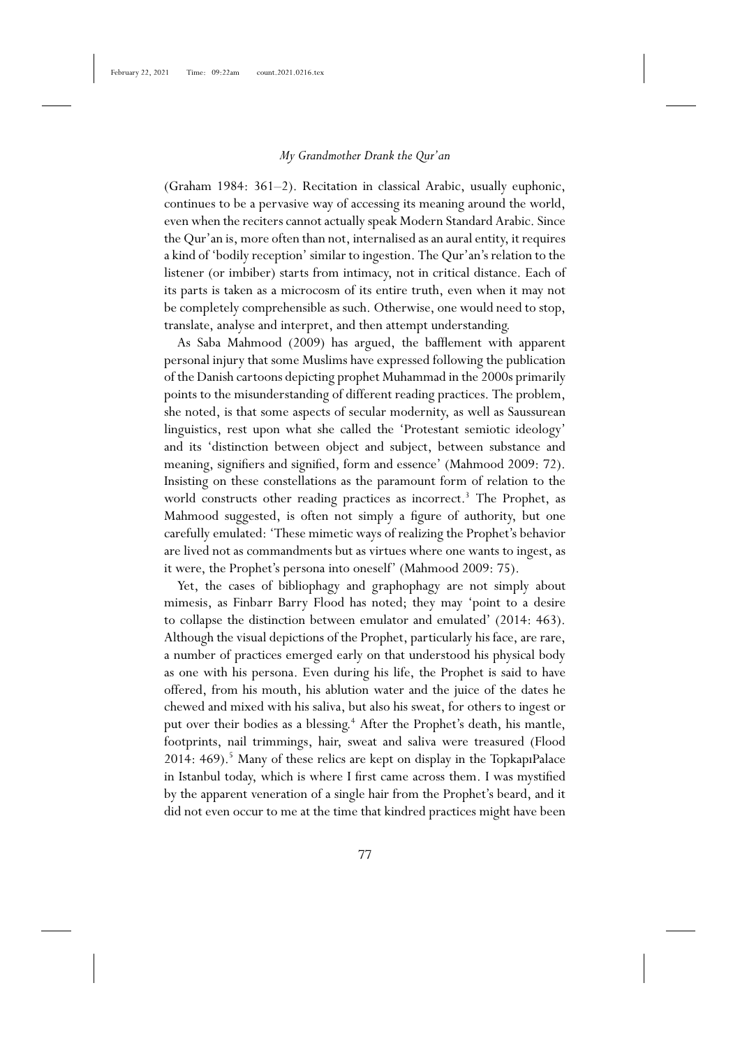(Graham 1984: 361–2). Recitation in classical Arabic, usually euphonic, continues to be a pervasive way of accessing its meaning around the world, even when the reciters cannot actually speak Modern Standard Arabic. Since the Qur'an is, more often than not, internalised as an aural entity, it requires a kind of 'bodily reception' similar to ingestion. The Qur'an's relation to the listener (or imbiber) starts from intimacy, not in critical distance. Each of its parts is taken as a microcosm of its entire truth, even when it may not be completely comprehensible as such. Otherwise, one would need to stop, translate, analyse and interpret, and then attempt understanding.

As Saba Mahmood (2009) has argued, the bafflement with apparent personal injury that some Muslims have expressed following the publication of the Danish cartoons depicting prophet Muhammad in the 2000s primarily points to the misunderstanding of different reading practices. The problem, she noted, is that some aspects of secular modernity, as well as Saussurean linguistics, rest upon what she called the 'Protestant semiotic ideology' and its 'distinction between object and subject, between substance and meaning, signifiers and signified, form and essence' (Mahmood 2009: 72). Insisting on these constellations as the paramount form of relation to the world constructs other reading practices as incorrect.[3] The Prophet, as Mahmood suggested, is often not simply a figure of authority, but one carefully emulated: 'These mimetic ways of realizing the Prophet's behavior are lived not as commandments but as virtues where one wants to ingest, as it were, the Prophet's persona into oneself' (Mahmood 2009: 75).

Yet, the cases of bibliophagy and graphophagy are not simply about mimesis, as Finbarr Barry Flood has noted; they may 'point to a desire to collapse the distinction between emulator and emulated' (2014: 463). Although the visual depictions of the Prophet, particularly his face, are rare, a number of practices emerged early on that understood his physical body as one with his persona. Even during his life, the Prophet is said to have offered, from his mouth, his ablution water and the juice of the dates he chewed and mixed with his saliva, but also his sweat, for others to ingest or put over their bodies as a blessing.[4] After the Prophet's death, his mantle, footprints, nail trimmings, hair, sweat and saliva were treasured (Flood 2014: 469).[5] Many of these relics are kept on display in the TopkapıPalace in Istanbul today, which is where I first came across them. I was mystified by the apparent veneration of a single hair from the Prophet's beard, and it did not even occur to me at the time that kindred practices might have been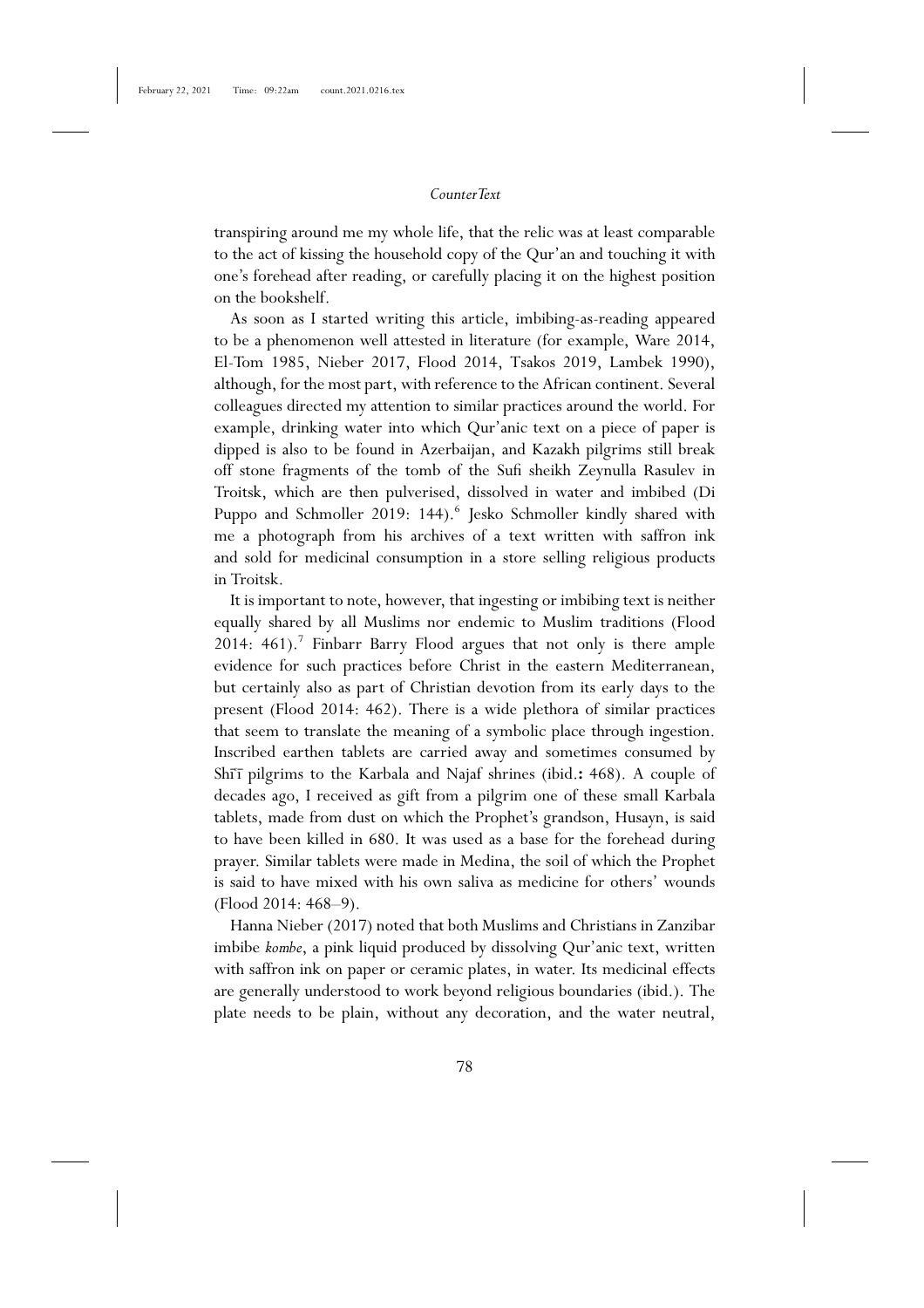transpiring around me my whole life, that the relic was at least comparable to the act of kissing the household copy of the Qur'an and touching it with one's forehead after reading, or carefully placing it on the highest position on the bookshelf.

As soon as I started writing this article, imbibing-as-reading appeared to be a phenomenon well attested in literature (for example, Ware 2014, El-Tom 1985, Nieber 2017, Flood 2014, Tsakos 2019, Lambek 1990), although, for the most part, with reference to the African continent. Several colleagues directed my attention to similar practices around the world. For example, drinking water into which Qur'anic text on a piece of paper is dipped is also to be found in Azerbaijan, and Kazakh pilgrims still break off stone fragments of the tomb of the Sufi sheikh Zeynulla Rasulev in Troitsk, which are then pulverised, dissolved in water and imbibed (Di Puppo and Schmoller 2019: 144).[6] Jesko Schmoller kindly shared with me a photograph from his archives of a text written with saffron ink and sold for medicinal consumption in a store selling religious products in Troitsk.

It is important to note, however, that ingesting or imbibing text is neither equally shared by all Muslims nor endemic to Muslim traditions (Flood 2014: 461).[7] Finbarr Barry Flood argues that not only is there ample evidence for such practices before Christ in the eastern Mediterranean, but certainly also as part of Christian devotion from its early days to the present (Flood 2014: 462). There is a wide plethora of similar practices that seem to translate the meaning of a symbolic place through ingestion. Inscribed earthen tablets are carried away and sometimes consumed by Shīʿī pilgrims to the Karbala and Najaf shrines (ibid.: 468). A couple of decades ago, I received as gift from a pilgrim one of these small Karbala tablets, made from dust on which the Prophet's grandson, Husayn, is said to have been killed in 680. It was used as a base for the forehead during prayer. Similar tablets were made in Medina, the soil of which the Prophet is said to have mixed with his own saliva as medicine for others' wounds (Flood 2014: 468–9).

Hanna Nieber (2017) noted that both Muslims and Christians in Zanzibar imbibe *kombe*, a pink liquid produced by dissolving Qur'anic text, written with saffron ink on paper or ceramic plates, in water. Its medicinal effects are generally understood to work beyond religious boundaries (ibid.). The plate needs to be plain, without any decoration, and the water neutral,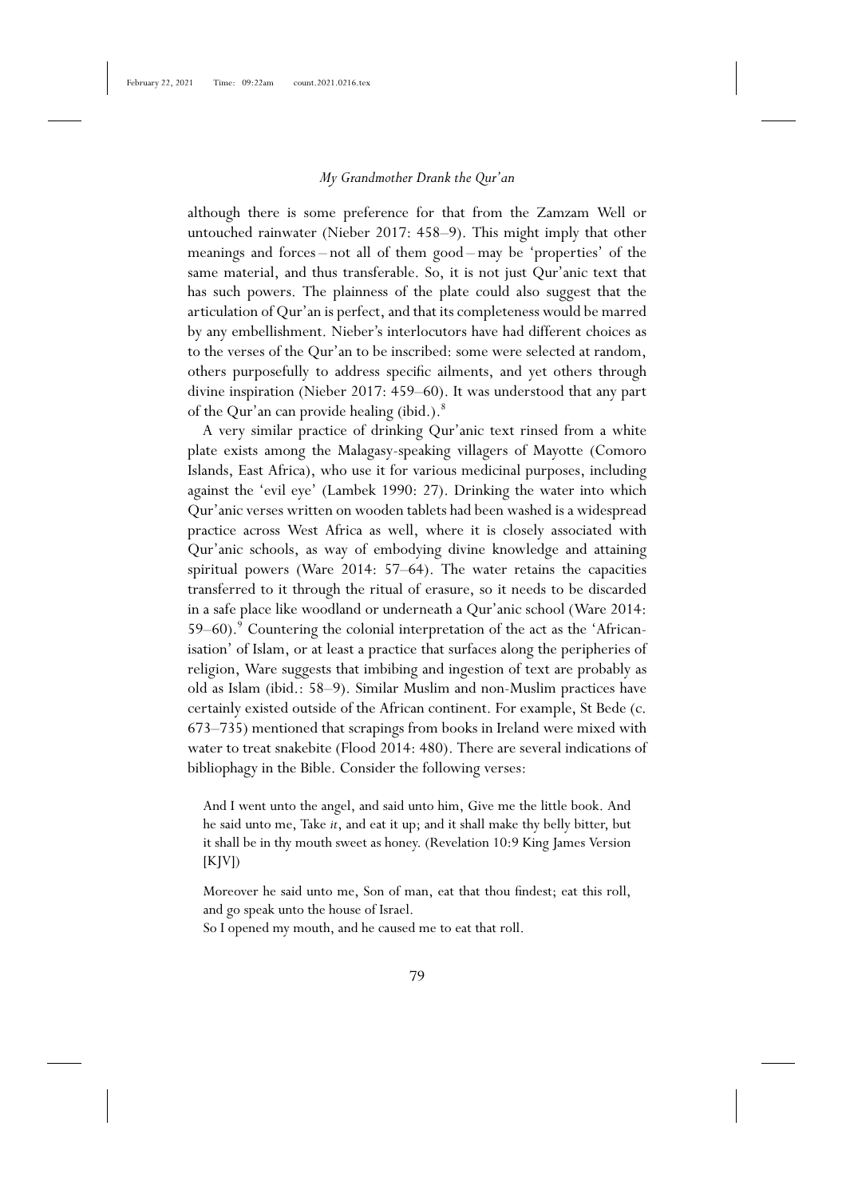although there is some preference for that from the Zamzam Well or untouched rainwater (Nieber 2017: 458–9). This might imply that other meanings and forces – not all of them good – may be 'properties' of the same material, and thus transferable. So, it is not just Qur'anic text that has such powers. The plainness of the plate could also suggest that the articulation of Qur'an is perfect, and that its completeness would be marred by any embellishment. Nieber's interlocutors have had different choices as to the verses of the Qur'an to be inscribed: some were selected at random, others purposefully to address specific ailments, and yet others through divine inspiration (Nieber 2017: 459–60). It was understood that any part of the Qur'an can provide healing (ibid.).[8]

A very similar practice of drinking Qur'anic text rinsed from a white plate exists among the Malagasy-speaking villagers of Mayotte (Comoro Islands, East Africa), who use it for various medicinal purposes, including against the 'evil eye' (Lambek 1990: 27). Drinking the water into which Qur'anic verses written on wooden tablets had been washed is a widespread practice across West Africa as well, where it is closely associated with Qur'anic schools, as way of embodying divine knowledge and attaining spiritual powers (Ware 2014: 57–64). The water retains the capacities transferred to it through the ritual of erasure, so it needs to be discarded in a safe place like woodland or underneath a Qur'anic school (Ware 2014: 59–60).[9] Countering the colonial interpretation of the act as the 'Africanisation' of Islam, or at least a practice that surfaces along the peripheries of religion, Ware suggests that imbibing and ingestion of text are probably as old as Islam (ibid.: 58–9). Similar Muslim and non-Muslim practices have certainly existed outside of the African continent. For example, St Bede (c. 673–735) mentioned that scrapings from books in Ireland were mixed with water to treat snakebite (Flood 2014: 480). There are several indications of bibliophagy in the Bible. Consider the following verses:

> And I went unto the angel, and said unto him, Give me the little book. And he said unto me, Take *it*, and eat it up; and it shall make thy belly bitter, but it shall be in thy mouth sweet as honey. (Revelation 10:9 King James Version [KJV])

> Moreover he said unto me, Son of man, eat that thou findest; eat this roll, and go speak unto the house of Israel.
> So I opened my mouth, and he caused me to eat that roll.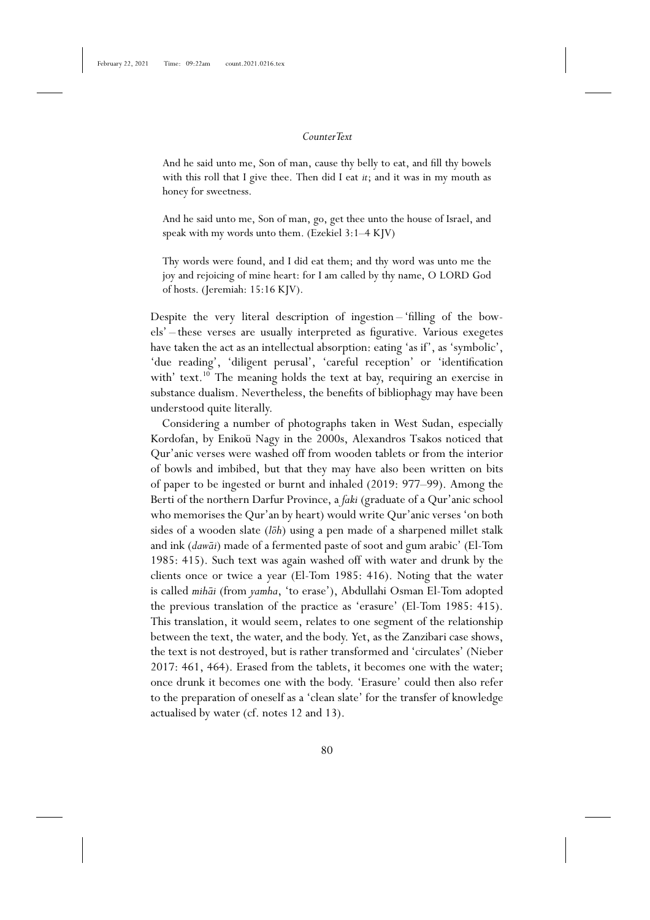> And he said unto me, Son of man, cause thy belly to eat, and fill thy bowels with this roll that I give thee. Then did I eat *it*; and it was in my mouth as honey for sweetness.
>
> And he said unto me, Son of man, go, get thee unto the house of Israel, and speak with my words unto them. (Ezekiel 3:1–4 KJV)
>
> Thy words were found, and I did eat them; and thy word was unto me the joy and rejoicing of mine heart: for I am called by thy name, O LORD God of hosts. (Jeremiah: 15:16 KJV).

Despite the very literal description of ingestion – 'filling of the bowels' – these verses are usually interpreted as figurative. Various exegetes have taken the act as an intellectual absorption: eating 'as if', as 'symbolic', 'due reading', 'diligent perusal', 'careful reception' or 'identification with' text.[10] The meaning holds the text at bay, requiring an exercise in substance dualism. Nevertheless, the benefits of bibliophagy may have been understood quite literally.

Considering a number of photographs taken in West Sudan, especially Kordofan, by Enikoü Nagy in the 2000s, Alexandros Tsakos noticed that Qur'anic verses were washed off from wooden tablets or from the interior of bowls and imbibed, but that they may have also been written on bits of paper to be ingested or burnt and inhaled (2019: 977–99). Among the Berti of the northern Darfur Province, a *faki* (graduate of a Qur'anic school who memorises the Qur'an by heart) would write Qur'anic verses 'on both sides of a wooden slate (*lōh*) using a pen made of a sharpened millet stalk and ink (*dawāi*) made of a fermented paste of soot and gum arabic' (El-Tom 1985: 415). Such text was again washed off with water and drunk by the clients once or twice a year (El-Tom 1985: 416). Noting that the water is called *mihāi* (from *yamha*, 'to erase'), Abdullahi Osman El-Tom adopted the previous translation of the practice as 'erasure' (El-Tom 1985: 415). This translation, it would seem, relates to one segment of the relationship between the text, the water, and the body. Yet, as the Zanzibari case shows, the text is not destroyed, but is rather transformed and 'circulates' (Nieber 2017: 461, 464). Erased from the tablets, it becomes one with the water; once drunk it becomes one with the body. 'Erasure' could then also refer to the preparation of oneself as a 'clean slate' for the transfer of knowledge actualised by water (cf. notes 12 and 13).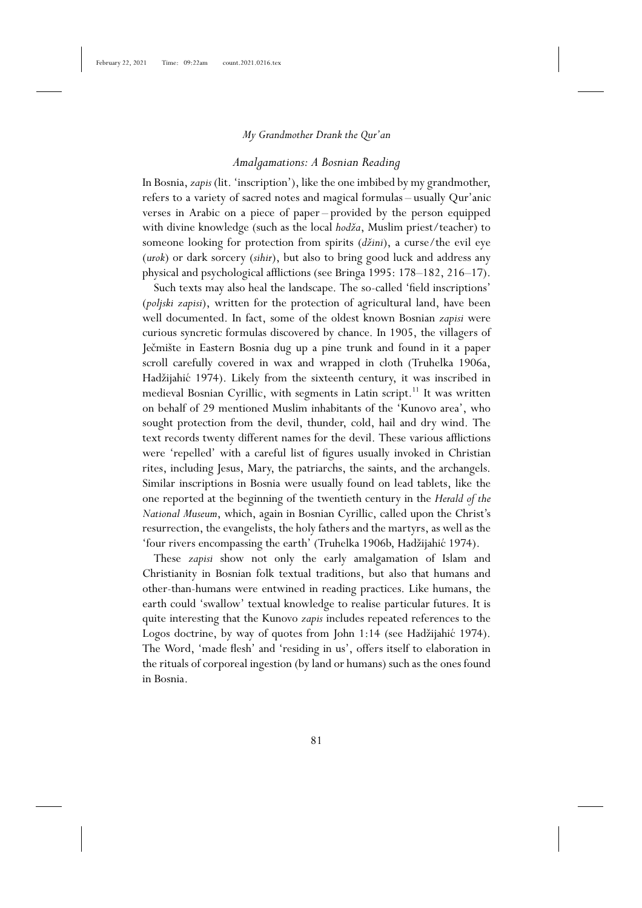## *Amalgamations: A Bosnian Reading*

In Bosnia, *zapis* (lit. 'inscription'), like the one imbibed by my grandmother, refers to a variety of sacred notes and magical formulas – usually Qur'anic verses in Arabic on a piece of paper – provided by the person equipped with divine knowledge (such as the local *hodža*, Muslim priest/teacher) to someone looking for protection from spirits (*džini*), a curse/the evil eye (*urok*) or dark sorcery (*sihir*), but also to bring good luck and address any physical and psychological afflictions (see Bringa 1995: 178–182, 216–17).

Such texts may also heal the landscape. The so-called 'field inscriptions' (*poljski zapisi*), written for the protection of agricultural land, have been well documented. In fact, some of the oldest known Bosnian *zapisi* were curious syncretic formulas discovered by chance. In 1905, the villagers of Ječmište in Eastern Bosnia dug up a pine trunk and found in it a paper scroll carefully covered in wax and wrapped in cloth (Truhelka 1906a, Hadžijahić 1974). Likely from the sixteenth century, it was inscribed in medieval Bosnian Cyrillic, with segments in Latin script.[11] It was written on behalf of 29 mentioned Muslim inhabitants of the 'Kunovo area', who sought protection from the devil, thunder, cold, hail and dry wind. The text records twenty different names for the devil. These various afflictions were 'repelled' with a careful list of figures usually invoked in Christian rites, including Jesus, Mary, the patriarchs, the saints, and the archangels. Similar inscriptions in Bosnia were usually found on lead tablets, like the one reported at the beginning of the twentieth century in the *Herald of the National Museum*, which, again in Bosnian Cyrillic, called upon the Christ's resurrection, the evangelists, the holy fathers and the martyrs, as well as the 'four rivers encompassing the earth' (Truhelka 1906b, Hadžijahić 1974).

These *zapisi* show not only the early amalgamation of Islam and Christianity in Bosnian folk textual traditions, but also that humans and other-than-humans were entwined in reading practices. Like humans, the earth could 'swallow' textual knowledge to realise particular futures. It is quite interesting that the Kunovo *zapis* includes repeated references to the Logos doctrine, by way of quotes from John 1:14 (see Hadžijahić 1974). The Word, 'made flesh' and 'residing in us', offers itself to elaboration in the rituals of corporeal ingestion (by land or humans) such as the ones found in Bosnia.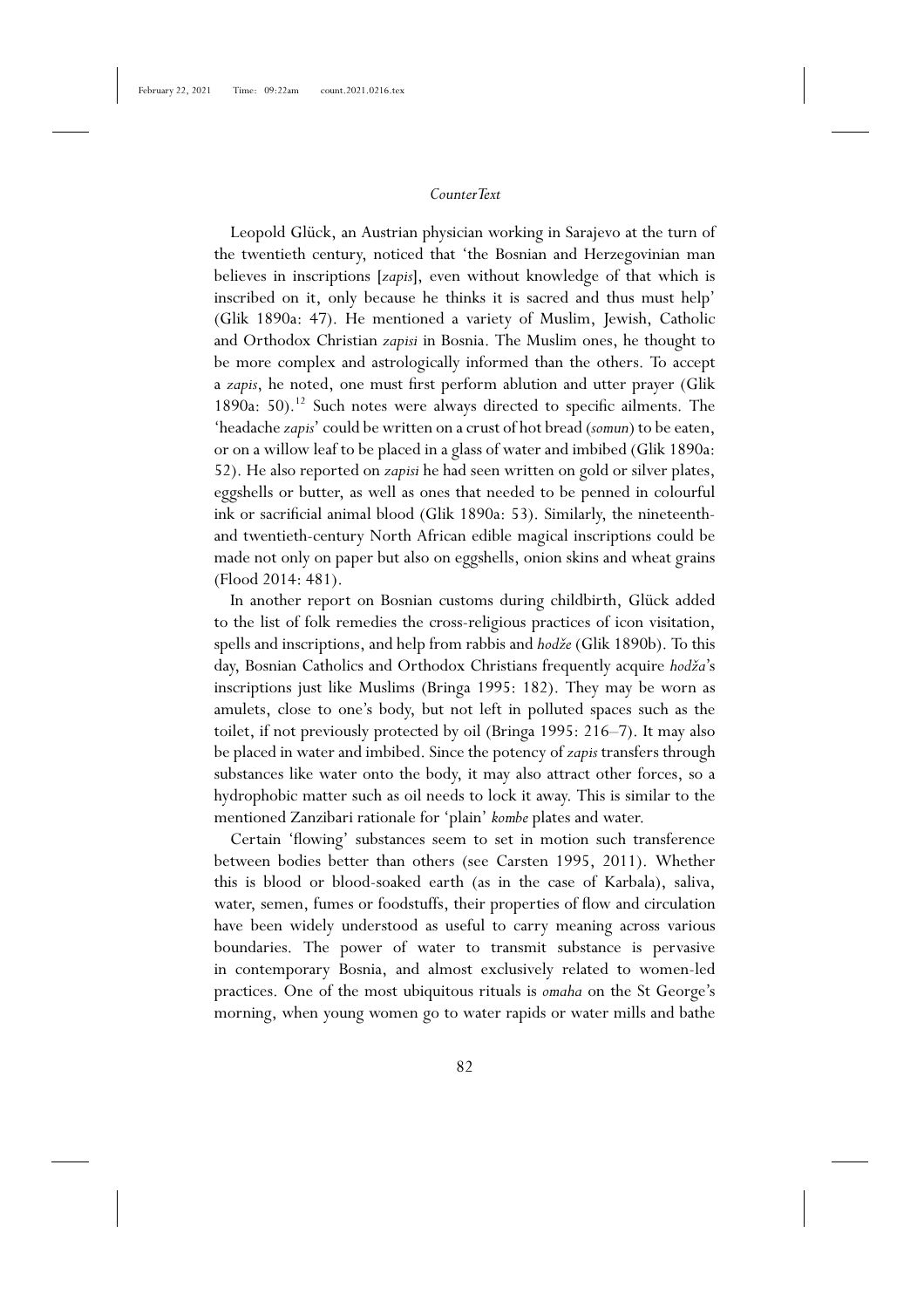Leopold Glück, an Austrian physician working in Sarajevo at the turn of the twentieth century, noticed that 'the Bosnian and Herzegovinian man believes in inscriptions [*zapis*], even without knowledge of that which is inscribed on it, only because he thinks it is sacred and thus must help' (Glik 1890a: 47). He mentioned a variety of Muslim, Jewish, Catholic and Orthodox Christian *zapisi* in Bosnia. The Muslim ones, he thought to be more complex and astrologically informed than the others. To accept a *zapis*, he noted, one must first perform ablution and utter prayer (Glik 1890a: 50).[12] Such notes were always directed to specific ailments. The 'headache *zapis*' could be written on a crust of hot bread (*somun*) to be eaten, or on a willow leaf to be placed in a glass of water and imbibed (Glik 1890a: 52). He also reported on *zapisi* he had seen written on gold or silver plates, eggshells or butter, as well as ones that needed to be penned in colourful ink or sacrificial animal blood (Glik 1890a: 53). Similarly, the nineteenth- and twentieth-century North African edible magical inscriptions could be made not only on paper but also on eggshells, onion skins and wheat grains (Flood 2014: 481).

In another report on Bosnian customs during childbirth, Glück added to the list of folk remedies the cross-religious practices of icon visitation, spells and inscriptions, and help from rabbis and *hodže* (Glik 1890b). To this day, Bosnian Catholics and Orthodox Christians frequently acquire *hodža*'s inscriptions just like Muslims (Bringa 1995: 182). They may be worn as amulets, close to one's body, but not left in polluted spaces such as the toilet, if not previously protected by oil (Bringa 1995: 216–7). It may also be placed in water and imbibed. Since the potency of *zapis* transfers through substances like water onto the body, it may also attract other forces, so a hydrophobic matter such as oil needs to lock it away. This is similar to the mentioned Zanzibari rationale for 'plain' *kombe* plates and water.

Certain 'flowing' substances seem to set in motion such transference between bodies better than others (see Carsten 1995, 2011). Whether this is blood or blood-soaked earth (as in the case of Karbala), saliva, water, semen, fumes or foodstuffs, their properties of flow and circulation have been widely understood as useful to carry meaning across various boundaries. The power of water to transmit substance is pervasive in contemporary Bosnia, and almost exclusively related to women-led practices. One of the most ubiquitous rituals is *omaha* on the St George's morning, when young women go to water rapids or water mills and bathe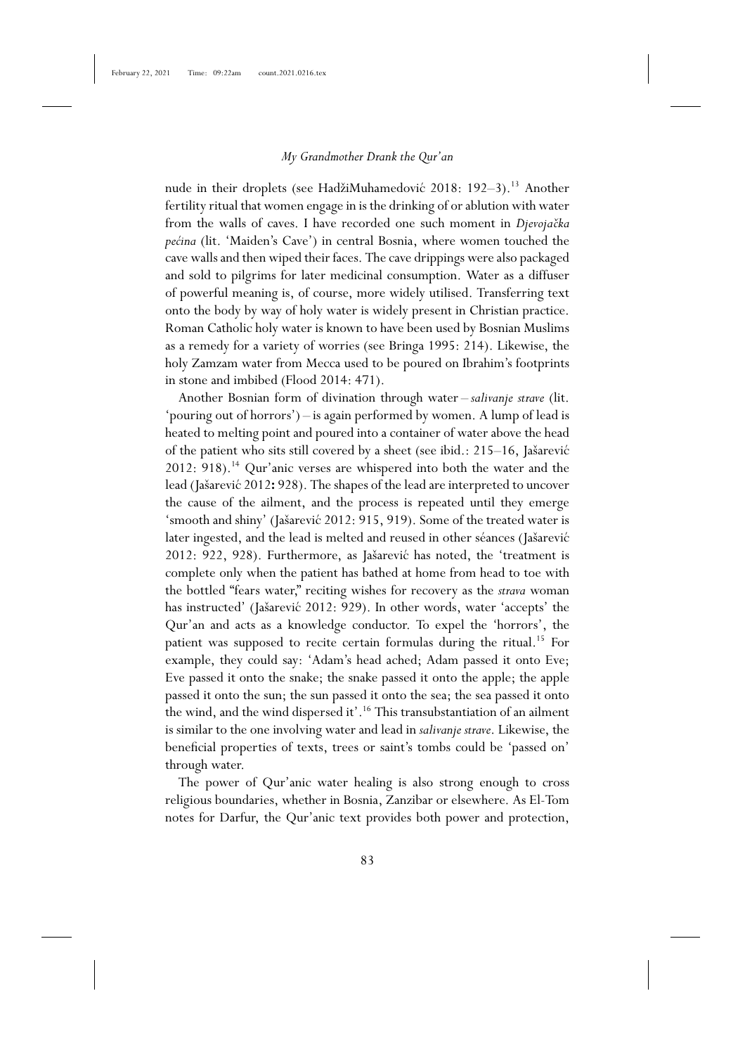nude in their droplets (see HadžiMuhamedović 2018: 192–3).[13] Another fertility ritual that women engage in is the drinking of or ablution with water from the walls of caves. I have recorded one such moment in *Djevojačka pećina* (lit. 'Maiden's Cave') in central Bosnia, where women touched the cave walls and then wiped their faces. The cave drippings were also packaged and sold to pilgrims for later medicinal consumption. Water as a diffuser of powerful meaning is, of course, more widely utilised. Transferring text onto the body by way of holy water is widely present in Christian practice. Roman Catholic holy water is known to have been used by Bosnian Muslims as a remedy for a variety of worries (see Bringa 1995: 214). Likewise, the holy Zamzam water from Mecca used to be poured on Ibrahim's footprints in stone and imbibed (Flood 2014: 471).

Another Bosnian form of divination through water – *salivanje strave* (lit. 'pouring out of horrors') – is again performed by women. A lump of lead is heated to melting point and poured into a container of water above the head of the patient who sits still covered by a sheet (see ibid.: 215–16, Jašarević 2012: 918).[14] Qur'anic verses are whispered into both the water and the lead (Jašarević 2012**:** 928). The shapes of the lead are interpreted to uncover the cause of the ailment, and the process is repeated until they emerge 'smooth and shiny' (Jašarević 2012: 915, 919). Some of the treated water is later ingested, and the lead is melted and reused in other séances (Jašarević 2012: 922, 928). Furthermore, as Jašarević has noted, the 'treatment is complete only when the patient has bathed at home from head to toe with the bottled "fears water," reciting wishes for recovery as the *strava* woman has instructed' (Jašarević 2012: 929). In other words, water 'accepts' the Qur'an and acts as a knowledge conductor. To expel the 'horrors', the patient was supposed to recite certain formulas during the ritual.[15] For example, they could say: 'Adam's head ached; Adam passed it onto Eve; Eve passed it onto the snake; the snake passed it onto the apple; the apple passed it onto the sun; the sun passed it onto the sea; the sea passed it onto the wind, and the wind dispersed it'.[16] This transubstantiation of an ailment is similar to the one involving water and lead in *salivanje strave*. Likewise, the beneficial properties of texts, trees or saint's tombs could be 'passed on' through water.

The power of Qur'anic water healing is also strong enough to cross religious boundaries, whether in Bosnia, Zanzibar or elsewhere. As El-Tom notes for Darfur, the Qur'anic text provides both power and protection,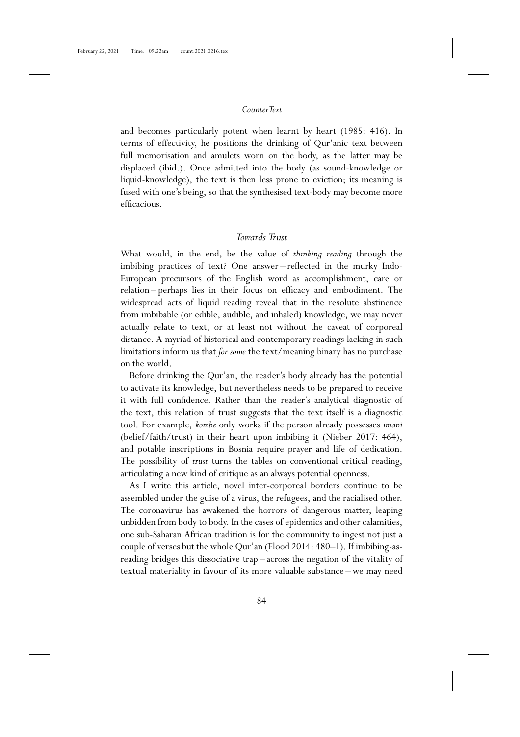and becomes particularly potent when learnt by heart (1985: 416). In terms of effectivity, he positions the drinking of Qur'anic text between full memorisation and amulets worn on the body, as the latter may be displaced (ibid.). Once admitted into the body (as sound-knowledge or liquid-knowledge), the text is then less prone to eviction; its meaning is fused with one's being, so that the synthesised text-body may become more efficacious.

## *Towards Trust*

What would, in the end, be the value of *thinking reading* through the imbibing practices of text? One answer – reflected in the murky Indo-European precursors of the English word as accomplishment, care or relation – perhaps lies in their focus on efficacy and embodiment. The widespread acts of liquid reading reveal that in the resolute abstinence from imbibable (or edible, audible, and inhaled) knowledge, we may never actually relate to text, or at least not without the caveat of corporeal distance. A myriad of historical and contemporary readings lacking in such limitations inform us that *for some* the text/meaning binary has no purchase on the world.

Before drinking the Qur'an, the reader's body already has the potential to activate its knowledge, but nevertheless needs to be prepared to receive it with full confidence. Rather than the reader's analytical diagnostic of the text, this relation of trust suggests that the text itself is a diagnostic tool. For example, *kombe* only works if the person already possesses *imani* (belief/faith/trust) in their heart upon imbibing it (Nieber 2017: 464), and potable inscriptions in Bosnia require prayer and life of dedication. The possibility of *trust* turns the tables on conventional critical reading, articulating a new kind of critique as an always potential openness.

As I write this article, novel inter-corporeal borders continue to be assembled under the guise of a virus, the refugees, and the racialised other. The coronavirus has awakened the horrors of dangerous matter, leaping unbidden from body to body. In the cases of epidemics and other calamities, one sub-Saharan African tradition is for the community to ingest not just a couple of verses but the whole Qur'an (Flood 2014: 480–1). If imbibing-as-reading bridges this dissociative trap – across the negation of the vitality of textual materiality in favour of its more valuable substance – we may need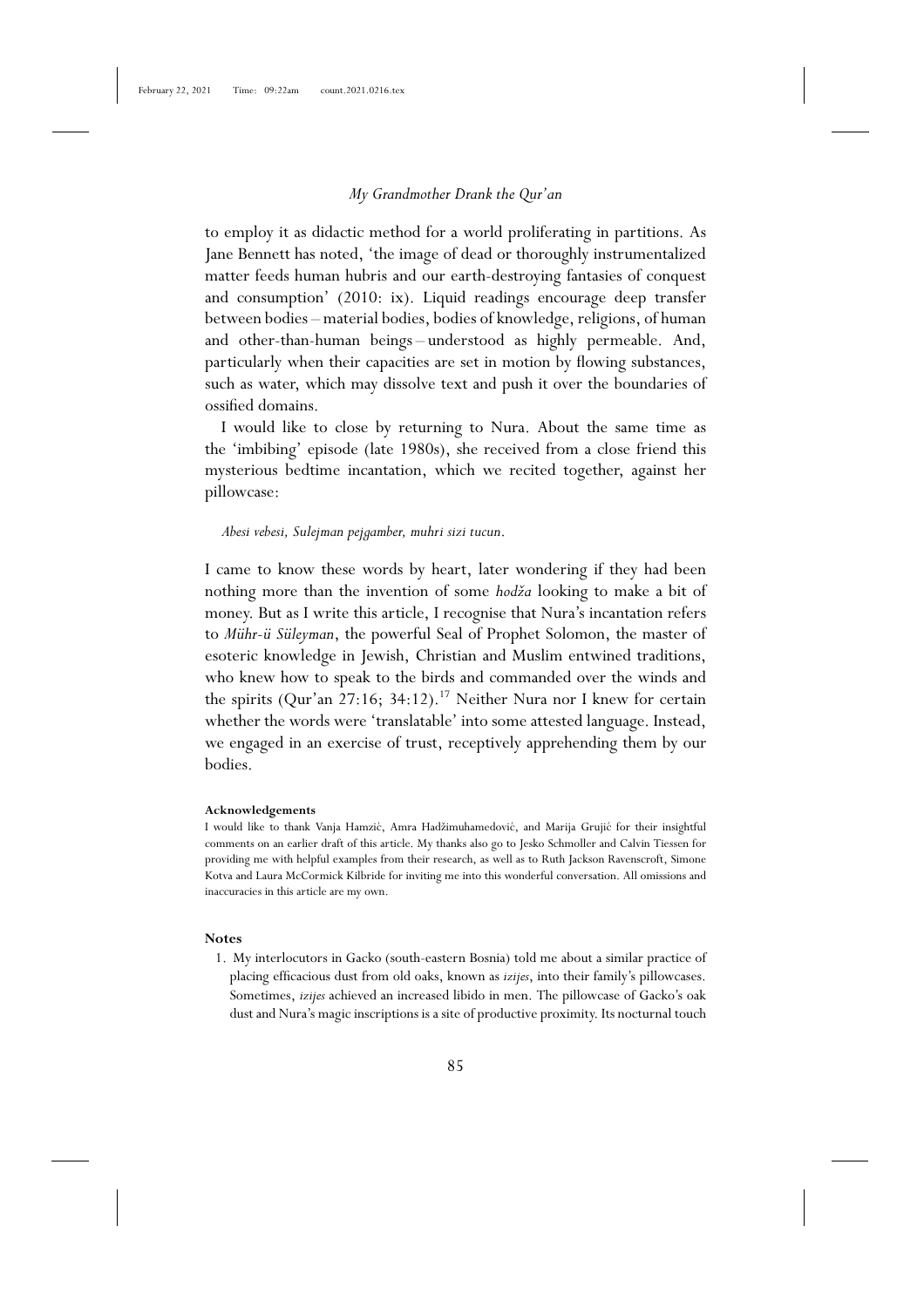to employ it as didactic method for a world proliferating in partitions. As Jane Bennett has noted, 'the image of dead or thoroughly instrumentalized matter feeds human hubris and our earth-destroying fantasies of conquest and consumption' (2010: ix). Liquid readings encourage deep transfer between bodies – material bodies, bodies of knowledge, religions, of human and other-than-human beings – understood as highly permeable. And, particularly when their capacities are set in motion by flowing substances, such as water, which may dissolve text and push it over the boundaries of ossified domains.

I would like to close by returning to Nura. About the same time as the 'imbibing' episode (late 1980s), she received from a close friend this mysterious bedtime incantation, which we recited together, against her pillowcase:

*Abesi vebesi, Sulejman pejgamber, muhri sizi tucun*.

I came to know these words by heart, later wondering if they had been nothing more than the invention of some *hodža* looking to make a bit of money. But as I write this article, I recognise that Nura's incantation refers to *Mühr-ü Süleyman*, the powerful Seal of Prophet Solomon, the master of esoteric knowledge in Jewish, Christian and Muslim entwined traditions, who knew how to speak to the birds and commanded over the winds and the spirits (Qur'an 27:16; 34:12).[17] Neither Nura nor I knew for certain whether the words were 'translatable' into some attested language. Instead, we engaged in an exercise of trust, receptively apprehending them by our bodies.

**Acknowledgements**

I would like to thank Vanja Hamzić, Amra Hadžimuhamedović, and Marija Grujić for their insightful comments on an earlier draft of this article. My thanks also go to Jesko Schmoller and Calvin Tiessen for providing me with helpful examples from their research, as well as to Ruth Jackson Ravenscroft, Simone Kotva and Laura McCormick Kilbride for inviting me into this wonderful conversation. All omissions and inaccuracies in this article are my own.

**Notes**

1. My interlocutors in Gacko (south-eastern Bosnia) told me about a similar practice of placing efficacious dust from old oaks, known as *izijes*, into their family's pillowcases. Sometimes, *izijes* achieved an increased libido in men. The pillowcase of Gacko's oak dust and Nura's magic inscriptions is a site of productive proximity. Its nocturnal touch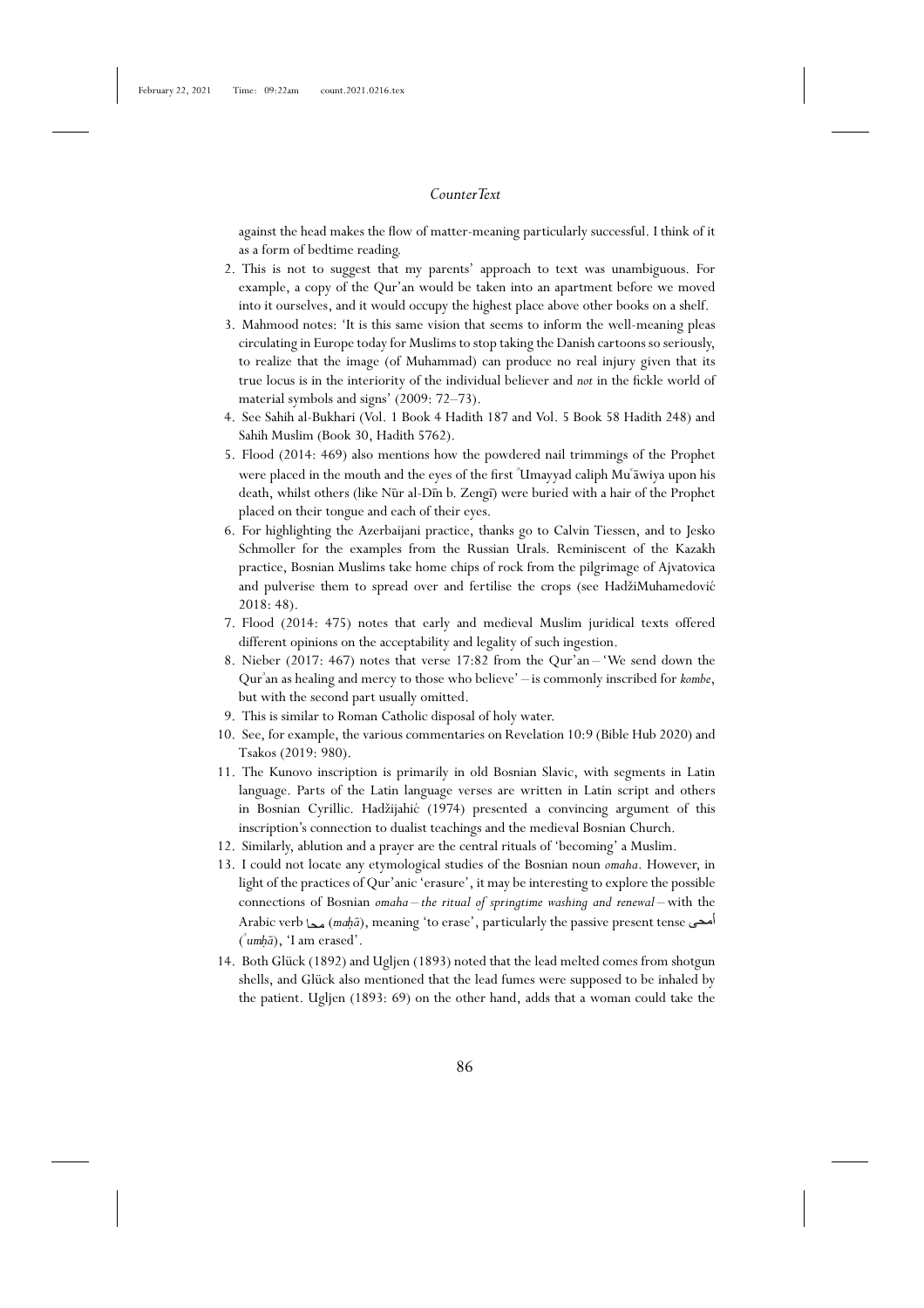against the head makes the flow of matter-meaning particularly successful. I think of it as a form of bedtime reading.

2. This is not to suggest that my parents' approach to text was unambiguous. For example, a copy of the Qur'an would be taken into an apartment before we moved into it ourselves, and it would occupy the highest place above other books on a shelf.
3. Mahmood notes: 'It is this same vision that seems to inform the well-meaning pleas circulating in Europe today for Muslims to stop taking the Danish cartoons so seriously, to realize that the image (of Muhammad) can produce no real injury given that its true locus is in the interiority of the individual believer and *not* in the fickle world of material symbols and signs' (2009: 72–73).
4. See Sahih al-Bukhari (Vol. 1 Book 4 Hadith 187 and Vol. 5 Book 58 Hadith 248) and Sahih Muslim (Book 30, Hadith 5762).
5. Flood (2014: 469) also mentions how the powdered nail trimmings of the Prophet were placed in the mouth and the eyes of the first ʾUmayyad caliph Muʿāwiya upon his death, whilst others (like Nūr al-Dīn b. Zengī) were buried with a hair of the Prophet placed on their tongue and each of their eyes.
6. For highlighting the Azerbaijani practice, thanks go to Calvin Tiessen, and to Jesko Schmoller for the examples from the Russian Urals. Reminiscent of the Kazakh practice, Bosnian Muslims take home chips of rock from the pilgrimage of Ajvatovica and pulverise them to spread over and fertilise the crops (see HadžiMuhamedović 2018: 48).
7. Flood (2014: 475) notes that early and medieval Muslim juridical texts offered different opinions on the acceptability and legality of such ingestion.
8. Nieber (2017: 467) notes that verse 17:82 from the Qur'an – 'We send down the Qurʾan as healing and mercy to those who believe' – is commonly inscribed for *kombe*, but with the second part usually omitted.
9. This is similar to Roman Catholic disposal of holy water.
10. See, for example, the various commentaries on Revelation 10:9 (Bible Hub 2020) and Tsakos (2019: 980).
11. The Kunovo inscription is primarily in old Bosnian Slavic, with segments in Latin language. Parts of the Latin language verses are written in Latin script and others in Bosnian Cyrillic. Hadžijahić (1974) presented a convincing argument of this inscription's connection to dualist teachings and the medieval Bosnian Church.
12. Similarly, ablution and a prayer are the central rituals of 'becoming' a Muslim.
13. I could not locate any etymological studies of the Bosnian noun *omaha*. However, in light of the practices of Qur'anic 'erasure', it may be interesting to explore the possible connections of Bosnian *omaha – the ritual of springtime washing and renewal –* with the Arabic verb محا (*maḥā*), meaning 'to erase', particularly the passive present tense أمحى (*ʾumḥā*), 'I am erased'.
14. Both Glück (1892) and Ugljen (1893) noted that the lead melted comes from shotgun shells, and Glück also mentioned that the lead fumes were supposed to be inhaled by the patient. Ugljen (1893: 69) on the other hand, adds that a woman could take the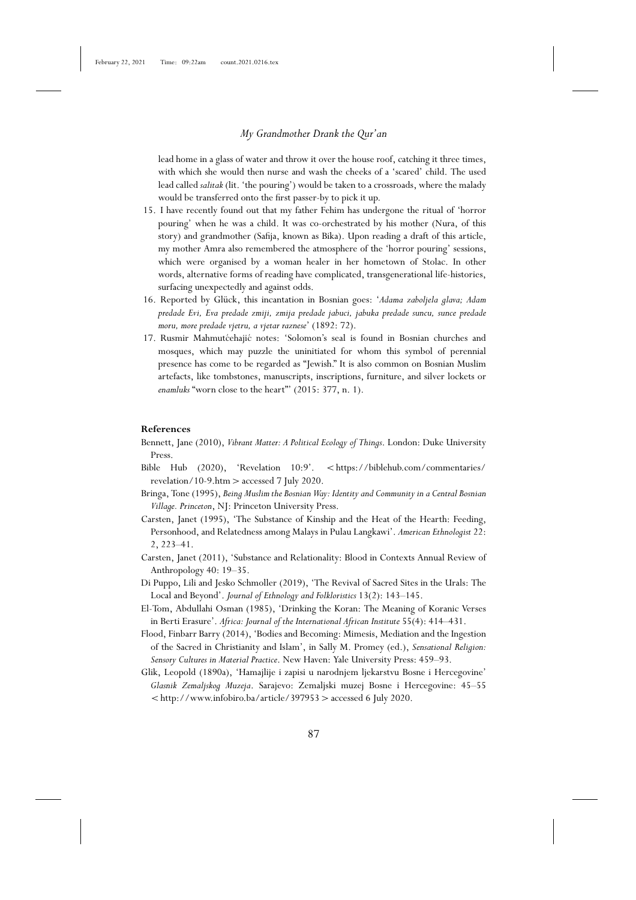lead home in a glass of water and throw it over the house roof, catching it three times, with which she would then nurse and wash the cheeks of a 'scared' child. The used lead called *salitak* (lit. 'the pouring') would be taken to a crossroads, where the malady would be transferred onto the first passer-by to pick it up.

15. I have recently found out that my father Fehim has undergone the ritual of 'horror pouring' when he was a child. It was co-orchestrated by his mother (Nura, of this story) and grandmother (Safija, known as Bika). Upon reading a draft of this article, my mother Amra also remembered the atmosphere of the 'horror pouring' sessions, which were organised by a woman healer in her hometown of Stolac. In other words, alternative forms of reading have complicated, transgenerational life-histories, surfacing unexpectedly and against odds.
16. Reported by Glück, this incantation in Bosnian goes: '*Adama zaboljela glava; Adam predade Evi, Eva predade zmiji, zmija predade jabuci, jabuka predade suncu, sunce predade moru, more predade vjetru, a vjetar raznese*' (1892: 72).
17. Rusmir Mahmutćehajić notes: 'Solomon's seal is found in Bosnian churches and mosques, which may puzzle the uninitiated for whom this symbol of perennial presence has come to be regarded as "Jewish." It is also common on Bosnian Muslim artefacts, like tombstones, manuscripts, inscriptions, furniture, and silver lockets or *enamluks* "worn close to the heart"' (2015: 377, n. 1).

## References

Bennett, Jane (2010), *Vibrant Matter: A Political Ecology of Things*. London: Duke University Press.

Bible Hub (2020), 'Revelation 10:9'. <https://biblehub.com/commentaries/revelation/10-9.htm> accessed 7 July 2020.

Bringa, Tone (1995), *Being Muslim the Bosnian Way: Identity and Community in a Central Bosnian Village. Princeton*, NJ: Princeton University Press.

Carsten, Janet (1995), 'The Substance of Kinship and the Heat of the Hearth: Feeding, Personhood, and Relatedness among Malays in Pulau Langkawi'. *American Ethnologist* 22: 2, 223–41.

Carsten, Janet (2011), 'Substance and Relationality: Blood in Contexts Annual Review of Anthropology 40: 19–35.

Di Puppo, Lili and Jesko Schmoller (2019), 'The Revival of Sacred Sites in the Urals: The Local and Beyond'. *Journal of Ethnology and Folkloristics* 13(2): 143–145.

El-Tom, Abdullahi Osman (1985), 'Drinking the Koran: The Meaning of Koranic Verses in Berti Erasure'. *Africa: Journal of the International African Institute* 55(4): 414–431.

Flood, Finbarr Barry (2014), 'Bodies and Becoming: Mimesis, Mediation and the Ingestion of the Sacred in Christianity and Islam', in Sally M. Promey (ed.), *Sensational Religion: Sensory Cultures in Material Practice*. New Haven: Yale University Press: 459–93.

Glik, Leopold (1890a), 'Hamajlije i zapisi u narodnjem ljekarstvu Bosne i Hercegovine' *Glasnik Zemaljskog Muzeja*. Sarajevo: Zemaljski muzej Bosne i Hercegovine: 45–55 <http://www.infobiro.ba/article/397953> accessed 6 July 2020.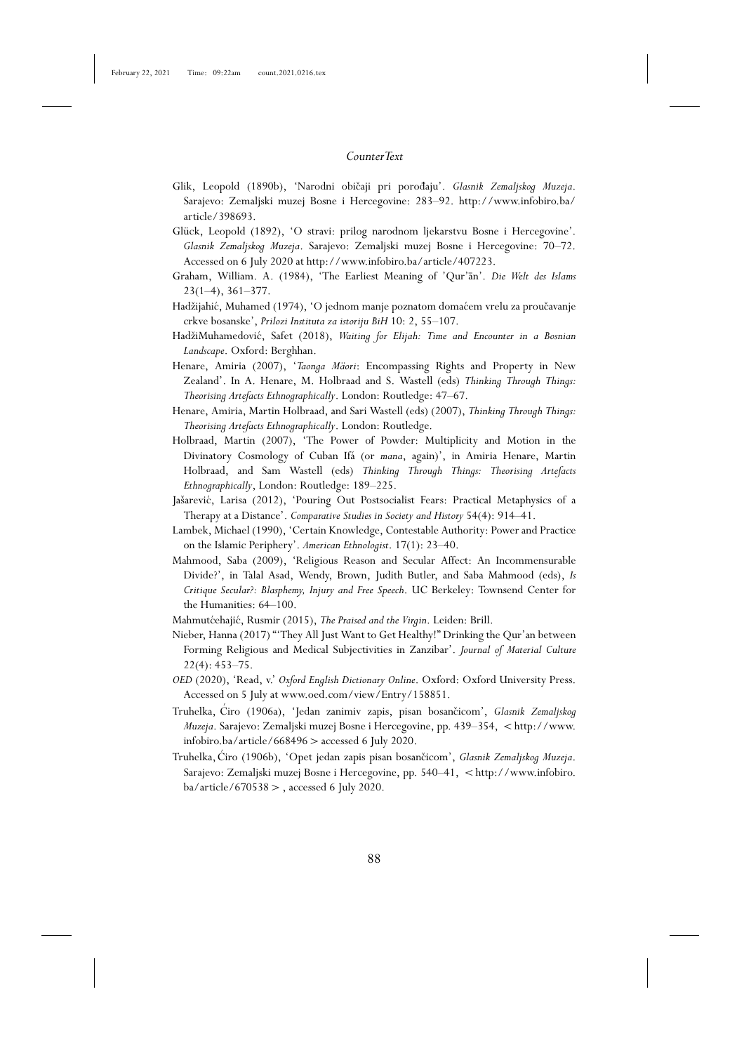Glik, Leopold (1890b), 'Narodni običaji pri porođaju'. *Glasnik Zemaljskog Muzeja*. Sarajevo: Zemaljski muzej Bosne i Hercegovine: 283–92. http://www.infobiro.ba/article/398693.

Glück, Leopold (1892), 'O stravi: prilog narodnom ljekarstvu Bosne i Hercegovine'. *Glasnik Zemaljskog Muzeja*. Sarajevo: Zemaljski muzej Bosne i Hercegovine: 70–72. Accessed on 6 July 2020 at http://www.infobiro.ba/article/407223.

Graham, William. A. (1984), 'The Earliest Meaning of 'Qur'ān'. *Die Welt des Islams* 23(1–4), 361–377.

Hadžijahić, Muhamed (1974), 'O jednom manje poznatom domaćem vrelu za proučavanje crkve bosanske', *Prilozi Instituta za istoriju BiH* 10: 2, 55–107.

HadžiMuhamedović, Safet (2018), *Waiting for Elijah: Time and Encounter in a Bosnian Landscape*. Oxford: Berghhan.

Henare, Amiria (2007), '*Taonga Māori*: Encompassing Rights and Property in New Zealand'. In A. Henare, M. Holbraad and S. Wastell (eds) *Thinking Through Things: Theorising Artefacts Ethnographically*. London: Routledge: 47–67.

Henare, Amiria, Martin Holbraad, and Sari Wastell (eds) (2007), *Thinking Through Things: Theorising Artefacts Ethnographically*. London: Routledge.

Holbraad, Martin (2007), 'The Power of Powder: Multiplicity and Motion in the Divinatory Cosmology of Cuban Ifá (or *mana*, again)', in Amiria Henare, Martin Holbraad, and Sam Wastell (eds) *Thinking Through Things: Theorising Artefacts Ethnographically*, London: Routledge: 189–225.

Jašarević, Larisa (2012), 'Pouring Out Postsocialist Fears: Practical Metaphysics of a Therapy at a Distance'. *Comparative Studies in Society and History* 54(4): 914–41.

Lambek, Michael (1990), 'Certain Knowledge, Contestable Authority: Power and Practice on the Islamic Periphery'. *American Ethnologist*. 17(1): 23–40.

Mahmood, Saba (2009), 'Religious Reason and Secular Affect: An Incommensurable Divide?', in Talal Asad, Wendy, Brown, Judith Butler, and Saba Mahmood (eds), *Is Critique Secular?: Blasphemy, Injury and Free Speech*. UC Berkeley: Townsend Center for the Humanities: 64–100.

Mahmutćehajić, Rusmir (2015), *The Praised and the Virgin*. Leiden: Brill.

Nieber, Hanna (2017) "'They All Just Want to Get Healthy!" Drinking the Qur'an between Forming Religious and Medical Subjectivities in Zanzibar'. *Journal of Material Culture* 22(4): 453–75.

*OED* (2020), 'Read, v.' *Oxford English Dictionary Online*. Oxford: Oxford University Press. Accessed on 5 July at www.oed.com/view/Entry/158851.

Truhelka, Ćiro (1906a), 'Jedan zanimiv zapis, pisan bosančicom', *Glasnik Zemaljskog Muzeja*. Sarajevo: Zemaljski muzej Bosne i Hercegovine, pp. 439–354, < http://www.infobiro.ba/article/668496 > accessed 6 July 2020.

Truhelka, Ćiro (1906b), 'Opet jedan zapis pisan bosančicom', *Glasnik Zemaljskog Muzeja*. Sarajevo: Zemaljski muzej Bosne i Hercegovine, pp. 540–41, < http://www.infobiro.ba/article/670538 > , accessed 6 July 2020.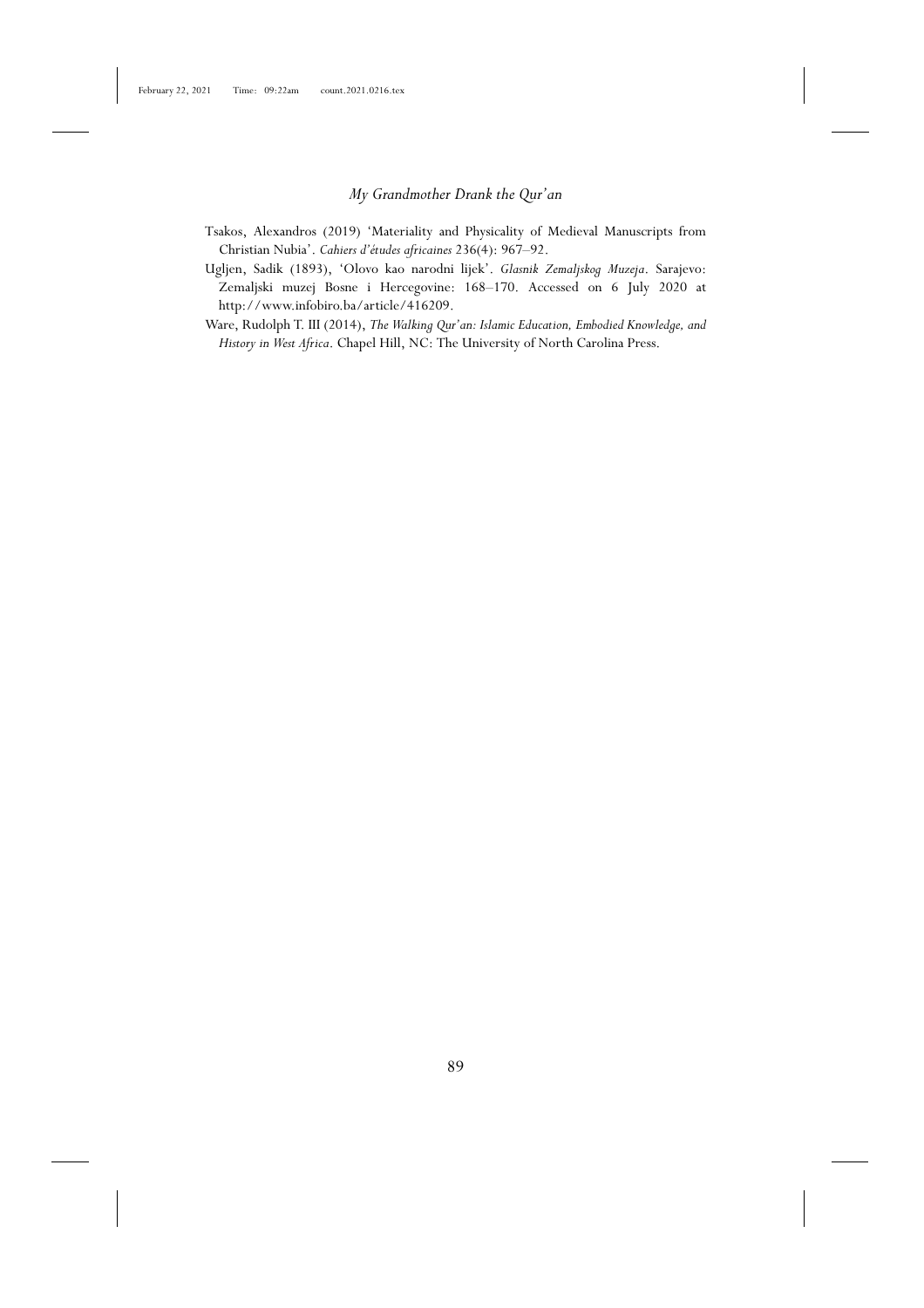Tsakos, Alexandros (2019) 'Materiality and Physicality of Medieval Manuscripts from Christian Nubia'. *Cahiers d'études africaines* 236(4): 967–92.

Ugljen, Sadik (1893), 'Olovo kao narodni lijek'. *Glasnik Zemaljskog Muzeja*. Sarajevo: Zemaljski muzej Bosne i Hercegovine: 168–170. Accessed on 6 July 2020 at http://www.infobiro.ba/article/416209.

Ware, Rudolph T. III (2014), *The Walking Qur'an: Islamic Education, Embodied Knowledge, and History in West Africa*. Chapel Hill, NC: The University of North Carolina Press.